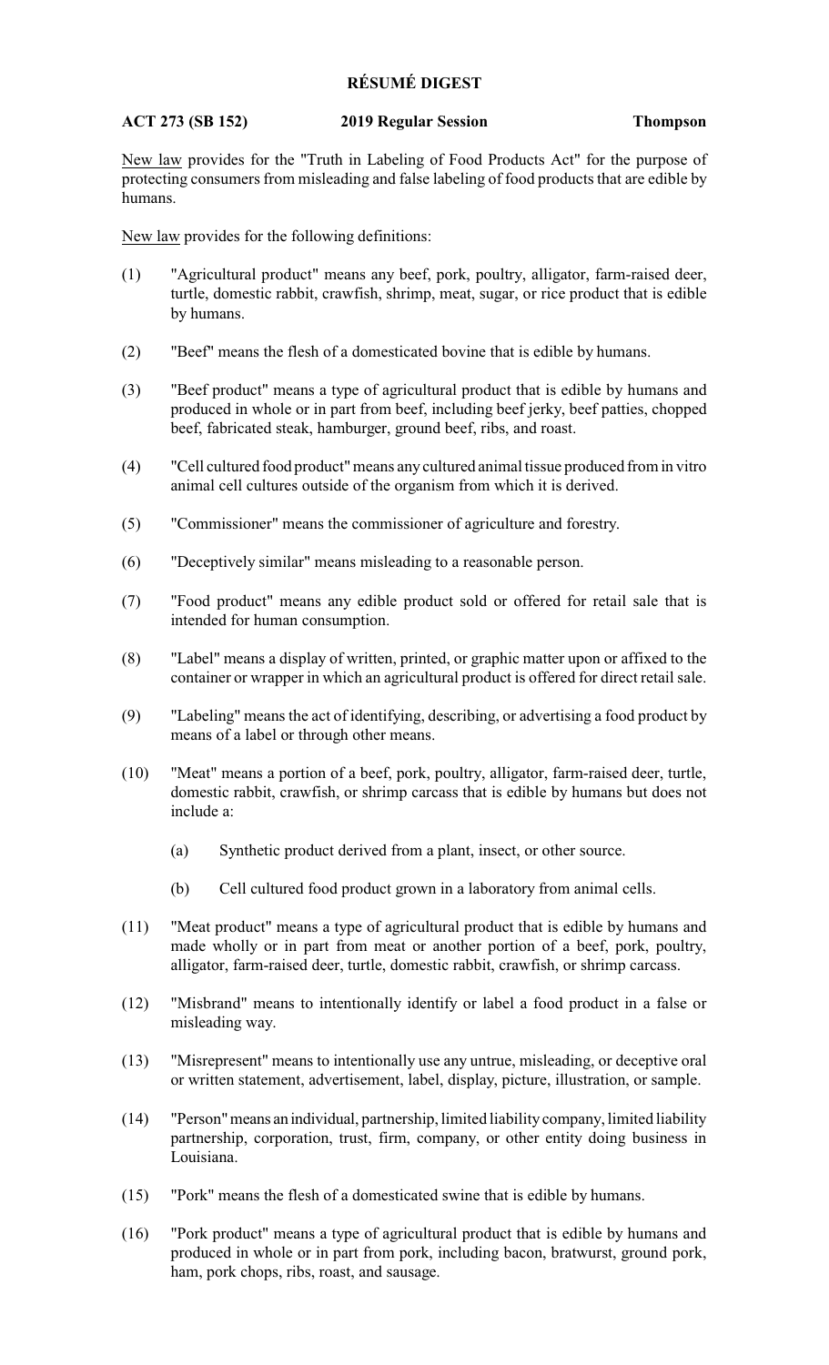# RÉSUMÉ DIGEST

**ACT 273 (SB 152) 2019 Regular Session Thompson**

New law provides for the "Truth in Labeling of Food Products Act" for the purpose of protecting consumers from misleading and false labeling of food products that are edible by humans.

New law provides for the following definitions:

(1) "Agricultural product" means any beef, pork, poultry, alligator, farm-raised deer, turtle, domestic rabbit, crawfish, shrimp, meat, sugar, or rice product that is edible by humans.

(2) "Beef" means the flesh of a domesticated bovine that is edible by humans.

(3) "Beef product" means a type of agricultural product that is edible by humans and produced in whole or in part from beef, including beef jerky, beef patties, chopped beef, fabricated steak, hamburger, ground beef, ribs, and roast.

(4) "Cell cultured food product" means any cultured animal tissue produced from in vitro animal cell cultures outside of the organism from which it is derived.

(5) "Commissioner" means the commissioner of agriculture and forestry.

(6) "Deceptively similar" means misleading to a reasonable person.

(7) "Food product" means any edible product sold or offered for retail sale that is intended for human consumption.

(8) "Label" means a display of written, printed, or graphic matter upon or affixed to the container or wrapper in which an agricultural product is offered for direct retail sale.

(9) "Labeling" means the act of identifying, describing, or advertising a food product by means of a label or through other means.

(10) "Meat" means a portion of a beef, pork, poultry, alligator, farm-raised deer, turtle, domestic rabbit, crawfish, or shrimp carcass that is edible by humans but does not include a:

   (a) Synthetic product derived from a plant, insect, or other source.

   (b) Cell cultured food product grown in a laboratory from animal cells.

(11) "Meat product" means a type of agricultural product that is edible by humans and made wholly or in part from meat or another portion of a beef, pork, poultry, alligator, farm-raised deer, turtle, domestic rabbit, crawfish, or shrimp carcass.

(12) "Misbrand" means to intentionally identify or label a food product in a false or misleading way.

(13) "Misrepresent" means to intentionally use any untrue, misleading, or deceptive oral or written statement, advertisement, label, display, picture, illustration, or sample.

(14) "Person" means an individual, partnership, limited liability company, limited liability partnership, corporation, trust, firm, company, or other entity doing business in Louisiana.

(15) "Pork" means the flesh of a domesticated swine that is edible by humans.

(16) "Pork product" means a type of agricultural product that is edible by humans and produced in whole or in part from pork, including bacon, bratwurst, ground pork, ham, pork chops, ribs, roast, and sausage.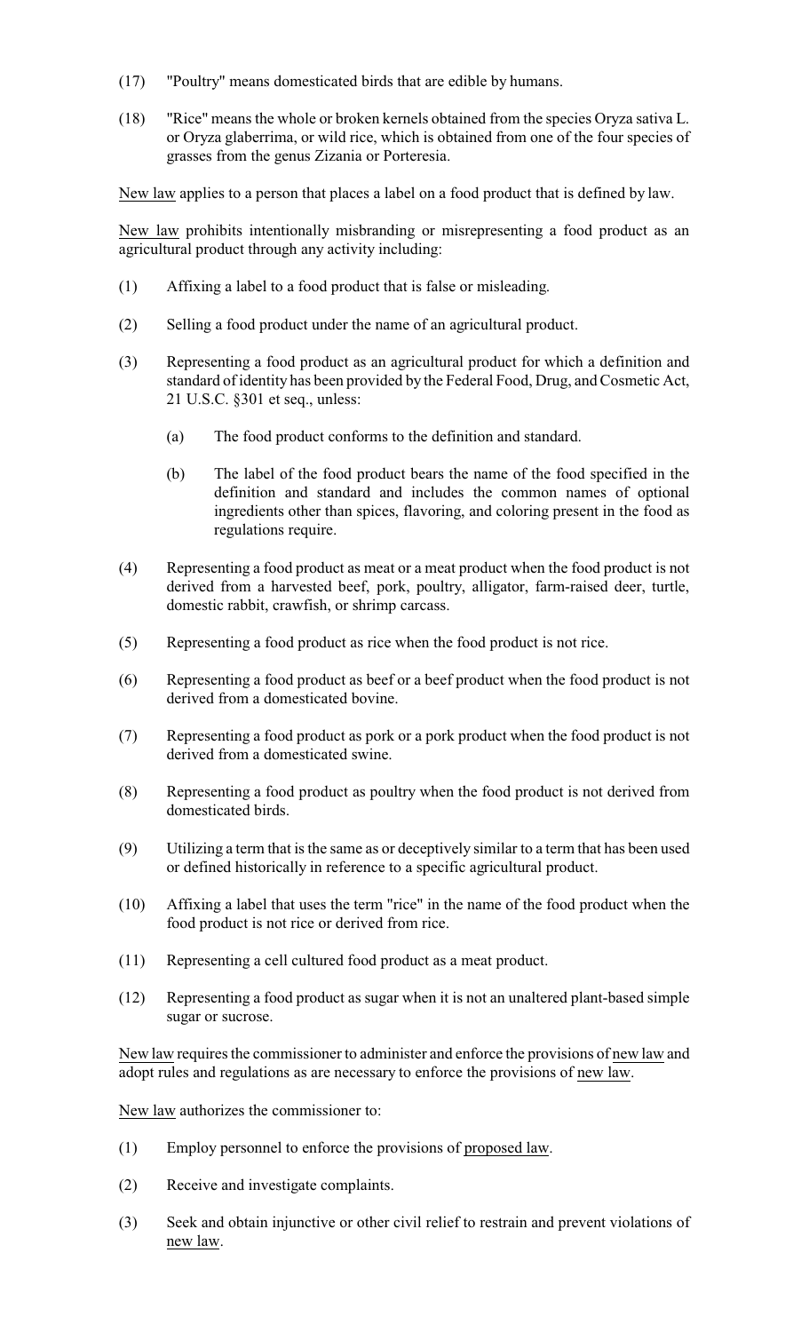(17) "Poultry" means domesticated birds that are edible by humans.

(18) "Rice" means the whole or broken kernels obtained from the species Oryza sativa L. or Oryza glaberrima, or wild rice, which is obtained from one of the four species of grasses from the genus Zizania or Porteresia.

New law applies to a person that places a label on a food product that is defined by law.

New law prohibits intentionally misbranding or misrepresenting a food product as an agricultural product through any activity including:

(1) Affixing a label to a food product that is false or misleading.

(2) Selling a food product under the name of an agricultural product.

(3) Representing a food product as an agricultural product for which a definition and standard of identity has been provided by the Federal Food, Drug, and Cosmetic Act, 21 U.S.C. §301 et seq., unless:

  (a) The food product conforms to the definition and standard.

  (b) The label of the food product bears the name of the food specified in the definition and standard and includes the common names of optional ingredients other than spices, flavoring, and coloring present in the food as regulations require.

(4) Representing a food product as meat or a meat product when the food product is not derived from a harvested beef, pork, poultry, alligator, farm-raised deer, turtle, domestic rabbit, crawfish, or shrimp carcass.

(5) Representing a food product as rice when the food product is not rice.

(6) Representing a food product as beef or a beef product when the food product is not derived from a domesticated bovine.

(7) Representing a food product as pork or a pork product when the food product is not derived from a domesticated swine.

(8) Representing a food product as poultry when the food product is not derived from domesticated birds.

(9) Utilizing a term that is the same as or deceptively similar to a term that has been used or defined historically in reference to a specific agricultural product.

(10) Affixing a label that uses the term "rice" in the name of the food product when the food product is not rice or derived from rice.

(11) Representing a cell cultured food product as a meat product.

(12) Representing a food product as sugar when it is not an unaltered plant-based simple sugar or sucrose.

New law requires the commissioner to administer and enforce the provisions of new law and adopt rules and regulations as are necessary to enforce the provisions of new law.

New law authorizes the commissioner to:

(1) Employ personnel to enforce the provisions of proposed law.

(2) Receive and investigate complaints.

(3) Seek and obtain injunctive or other civil relief to restrain and prevent violations of new law.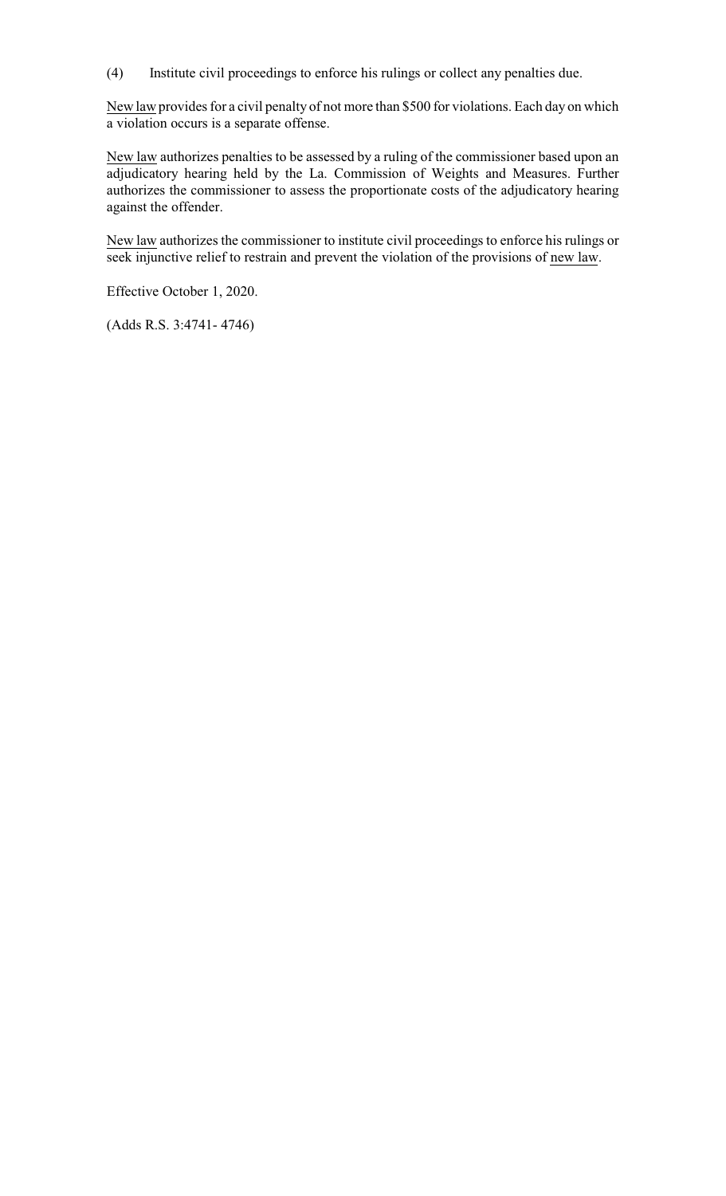(4) Institute civil proceedings to enforce his rulings or collect any penalties due.

New law provides for a civil penalty of not more than $500 for violations. Each day on which a violation occurs is a separate offense.

New law authorizes penalties to be assessed by a ruling of the commissioner based upon an adjudicatory hearing held by the La. Commission of Weights and Measures. Further authorizes the commissioner to assess the proportionate costs of the adjudicatory hearing against the offender.

New law authorizes the commissioner to institute civil proceedings to enforce his rulings or seek injunctive relief to restrain and prevent the violation of the provisions of new law.

Effective October 1, 2020.

(Adds R.S. 3:4741- 4746)